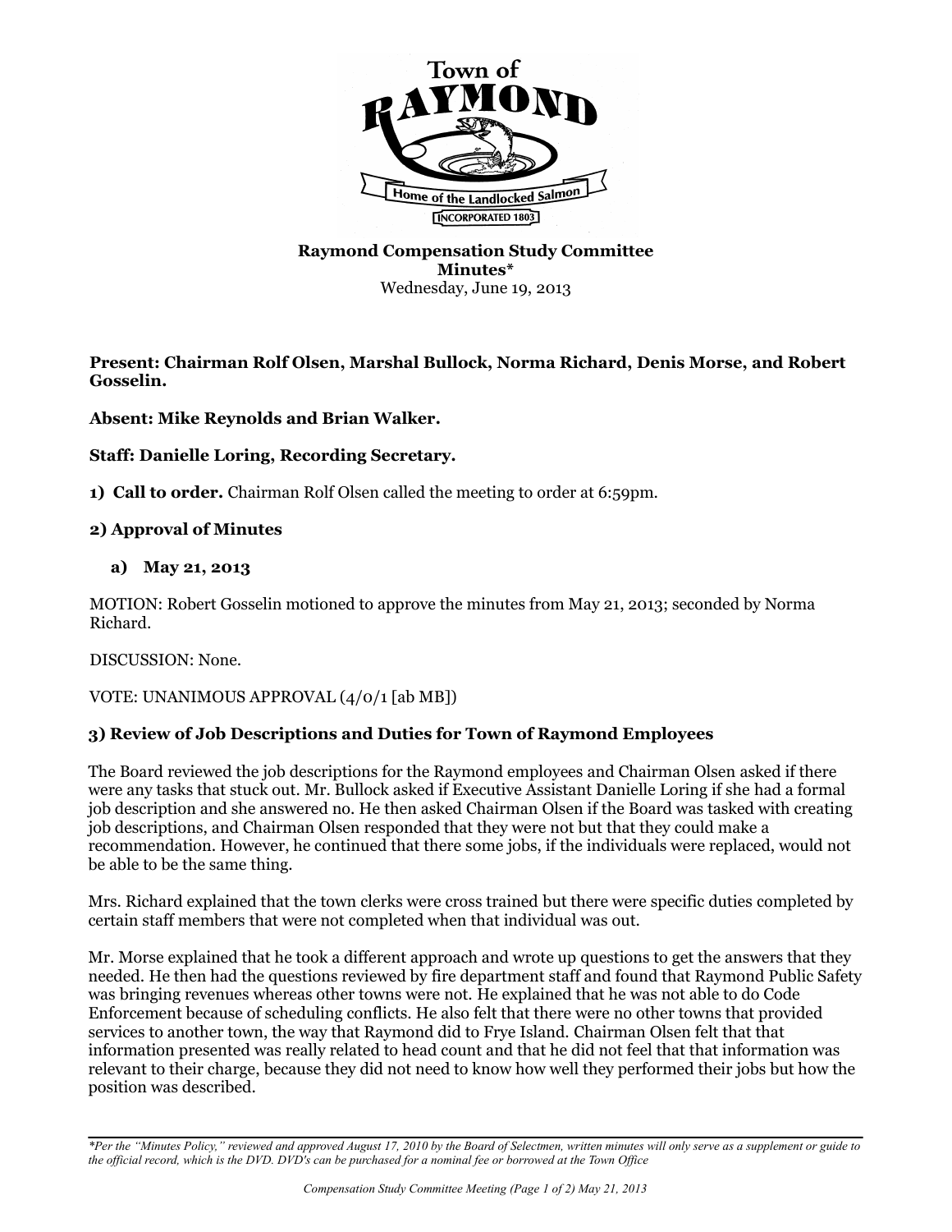**Raymond Compensation Study Committee**
**Minutes***
Wednesday, June 19, 2013

**Present: Chairman Rolf Olsen, Marshal Bullock, Norma Richard, Denis Morse, and Robert Gosselin.**

**Absent: Mike Reynolds and Brian Walker.**

**Staff: Danielle Loring, Recording Secretary.**

**1) Call to order.** Chairman Rolf Olsen called the meeting to order at 6:59pm.

**2) Approval of Minutes**

**a) May 21, 2013**

MOTION: Robert Gosselin motioned to approve the minutes from May 21, 2013; seconded by Norma Richard.

DISCUSSION: None.

VOTE: UNANIMOUS APPROVAL (4/0/1 [ab MB])

**3) Review of Job Descriptions and Duties for Town of Raymond Employees**

The Board reviewed the job descriptions for the Raymond employees and Chairman Olsen asked if there were any tasks that stuck out. Mr. Bullock asked if Executive Assistant Danielle Loring if she had a formal job description and she answered no. He then asked Chairman Olsen if the Board was tasked with creating job descriptions, and Chairman Olsen responded that they were not but that they could make a recommendation. However, he continued that there some jobs, if the individuals were replaced, would not be able to be the same thing.

Mrs. Richard explained that the town clerks were cross trained but there were specific duties completed by certain staff members that were not completed when that individual was out.

Mr. Morse explained that he took a different approach and wrote up questions to get the answers that they needed. He then had the questions reviewed by fire department staff and found that Raymond Public Safety was bringing revenues whereas other towns were not. He explained that he was not able to do Code Enforcement because of scheduling conflicts. He also felt that there were no other towns that provided services to another town, the way that Raymond did to Frye Island. Chairman Olsen felt that that information presented was really related to head count and that he did not feel that that information was relevant to their charge, because they did not need to know how well they performed their jobs but how the position was described.

*\*Per the "Minutes Policy," reviewed and approved August 17, 2010 by the Board of Selectmen, written minutes will only serve as a supplement or guide to the official record, which is the DVD. DVD's can be purchased for a nominal fee or borrowed at the Town Office*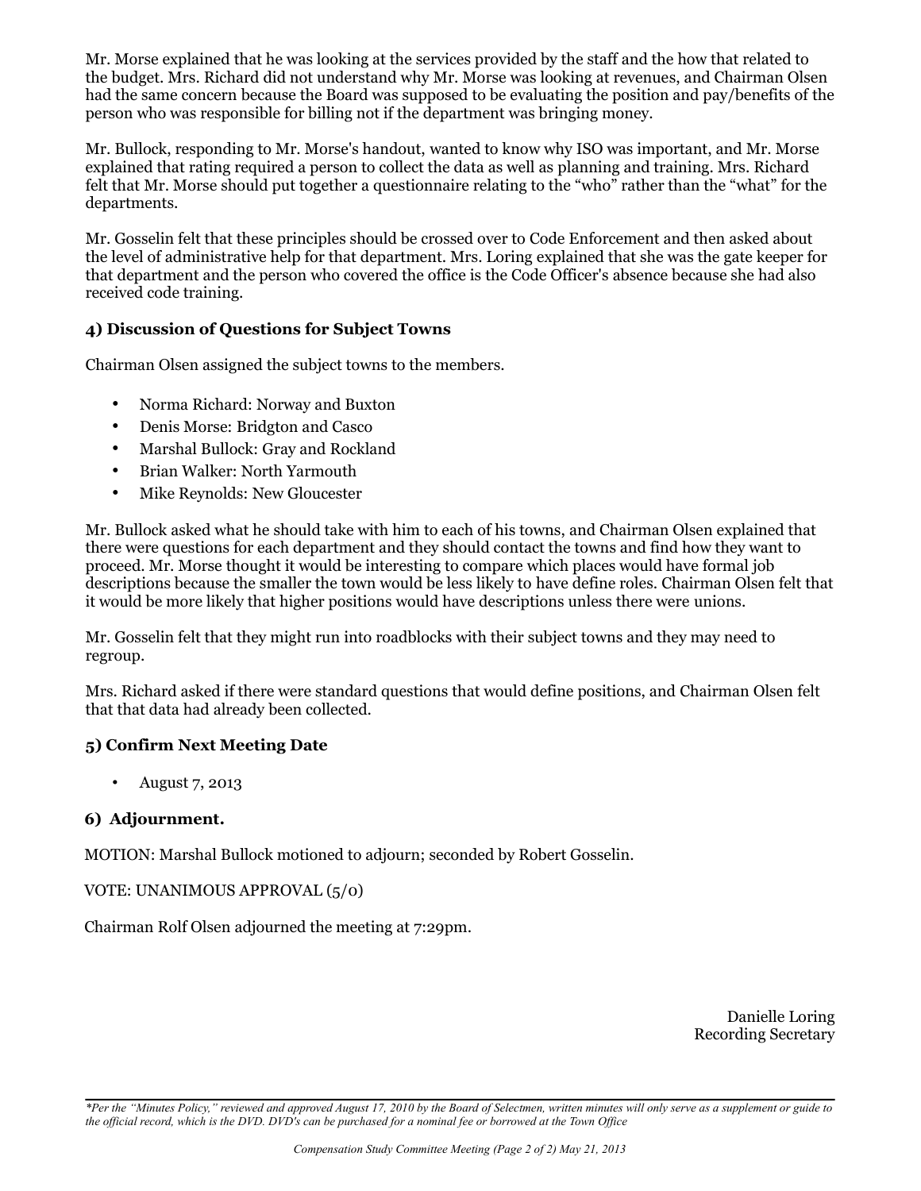Mr. Morse explained that he was looking at the services provided by the staff and the how that related to the budget. Mrs. Richard did not understand why Mr. Morse was looking at revenues, and Chairman Olsen had the same concern because the Board was supposed to be evaluating the position and pay/benefits of the person who was responsible for billing not if the department was bringing money.

Mr. Bullock, responding to Mr. Morse's handout, wanted to know why ISO was important, and Mr. Morse explained that rating required a person to collect the data as well as planning and training. Mrs. Richard felt that Mr. Morse should put together a questionnaire relating to the "who" rather than the "what" for the departments.

Mr. Gosselin felt that these principles should be crossed over to Code Enforcement and then asked about the level of administrative help for that department. Mrs. Loring explained that she was the gate keeper for that department and the person who covered the office is the Code Officer's absence because she had also received code training.

### 4) Discussion of Questions for Subject Towns

Chairman Olsen assigned the subject towns to the members.

- Norma Richard: Norway and Buxton
- Denis Morse: Bridgton and Casco
- Marshal Bullock: Gray and Rockland
- Brian Walker: North Yarmouth
- Mike Reynolds: New Gloucester

Mr. Bullock asked what he should take with him to each of his towns, and Chairman Olsen explained that there were questions for each department and they should contact the towns and find how they want to proceed. Mr. Morse thought it would be interesting to compare which places would have formal job descriptions because the smaller the town would be less likely to have define roles. Chairman Olsen felt that it would be more likely that higher positions would have descriptions unless there were unions.

Mr. Gosselin felt that they might run into roadblocks with their subject towns and they may need to regroup.

Mrs. Richard asked if there were standard questions that would define positions, and Chairman Olsen felt that that data had already been collected.

### 5) Confirm Next Meeting Date

- August 7, 2013

### 6) Adjournment.

MOTION: Marshal Bullock motioned to adjourn; seconded by Robert Gosselin.

VOTE: UNANIMOUS APPROVAL (5/0)

Chairman Rolf Olsen adjourned the meeting at 7:29pm.

Danielle Loring
Recording Secretary

*\*Per the "Minutes Policy," reviewed and approved August 17, 2010 by the Board of Selectmen, written minutes will only serve as a supplement or guide to the official record, which is the DVD. DVD's can be purchased for a nominal fee or borrowed at the Town Office*